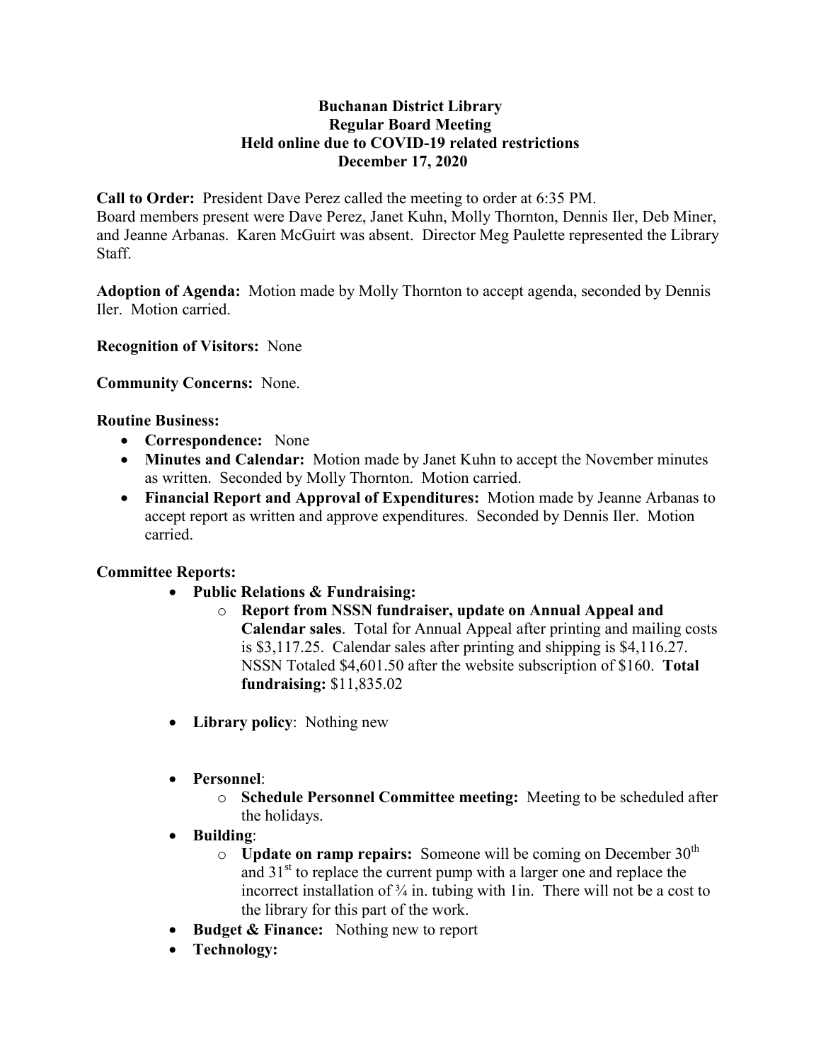**Buchanan District Library**
**Regular Board Meeting**
**Held online due to COVID-19 related restrictions**
**December 17, 2020**

**Call to Order:** President Dave Perez called the meeting to order at 6:35 PM.
Board members present were Dave Perez, Janet Kuhn, Molly Thornton, Dennis Iler, Deb Miner, and Jeanne Arbanas. Karen McGuirt was absent. Director Meg Paulette represented the Library Staff.

**Adoption of Agenda:** Motion made by Molly Thornton to accept agenda, seconded by Dennis Iler. Motion carried.

**Recognition of Visitors:** None

**Community Concerns:** None.

**Routine Business:**

- **Correspondence:** None
- **Minutes and Calendar:** Motion made by Janet Kuhn to accept the November minutes as written. Seconded by Molly Thornton. Motion carried.
- **Financial Report and Approval of Expenditures:** Motion made by Jeanne Arbanas to accept report as written and approve expenditures. Seconded by Dennis Iler. Motion carried.

**Committee Reports:**

- **Public Relations & Fundraising:**
    - **Report from NSSN fundraiser, update on Annual Appeal and Calendar sales**. Total for Annual Appeal after printing and mailing costs is $3,117.25. Calendar sales after printing and shipping is $4,116.27. NSSN Totaled $4,601.50 after the website subscription of $160. **Total fundraising:** $11,835.02
- **Library policy**: Nothing new
- **Personnel**:
    - **Schedule Personnel Committee meeting:** Meeting to be scheduled after the holidays.
- **Building**:
    - **Update on ramp repairs:** Someone will be coming on December 30th and 31st to replace the current pump with a larger one and replace the incorrect installation of ¾ in. tubing with 1in. There will not be a cost to the library for this part of the work.
- **Budget & Finance:** Nothing new to report
- **Technology:**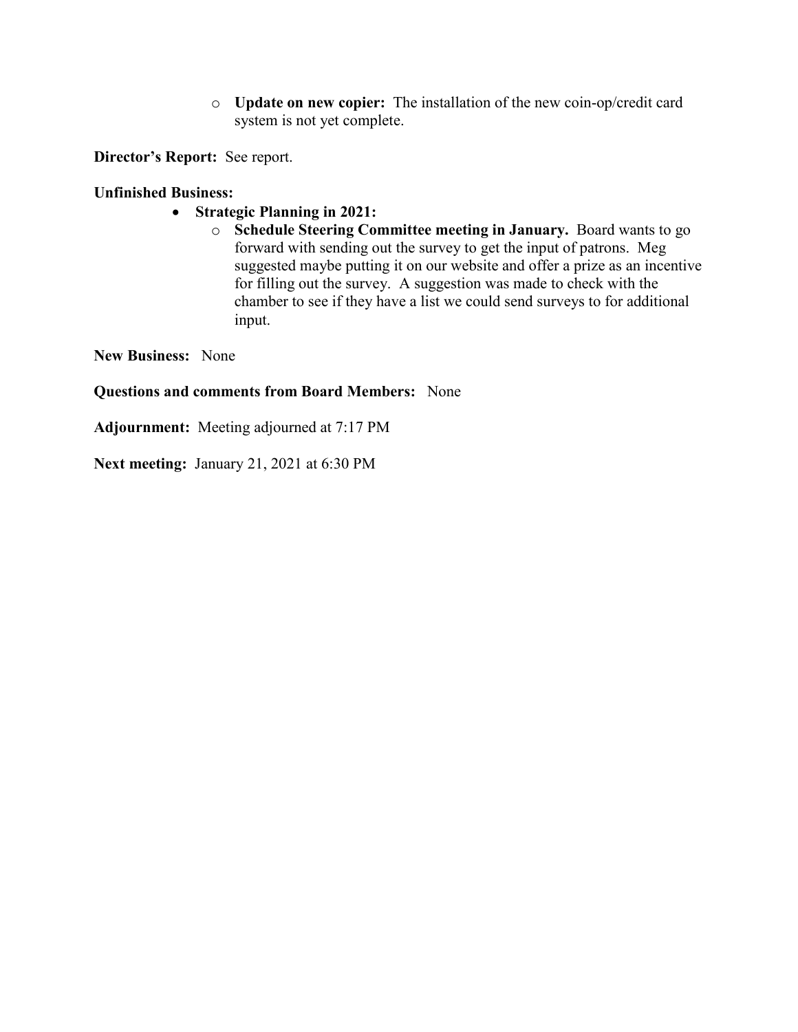- **Update on new copier:** The installation of the new coin-op/credit card system is not yet complete.

**Director's Report:** See report.

**Unfinished Business:**

- **Strategic Planning in 2021:**
  - **Schedule Steering Committee meeting in January.** Board wants to go forward with sending out the survey to get the input of patrons. Meg suggested maybe putting it on our website and offer a prize as an incentive for filling out the survey. A suggestion was made to check with the chamber to see if they have a list we could send surveys to for additional input.

**New Business:** None

**Questions and comments from Board Members:** None

**Adjournment:** Meeting adjourned at 7:17 PM

**Next meeting:** January 21, 2021 at 6:30 PM